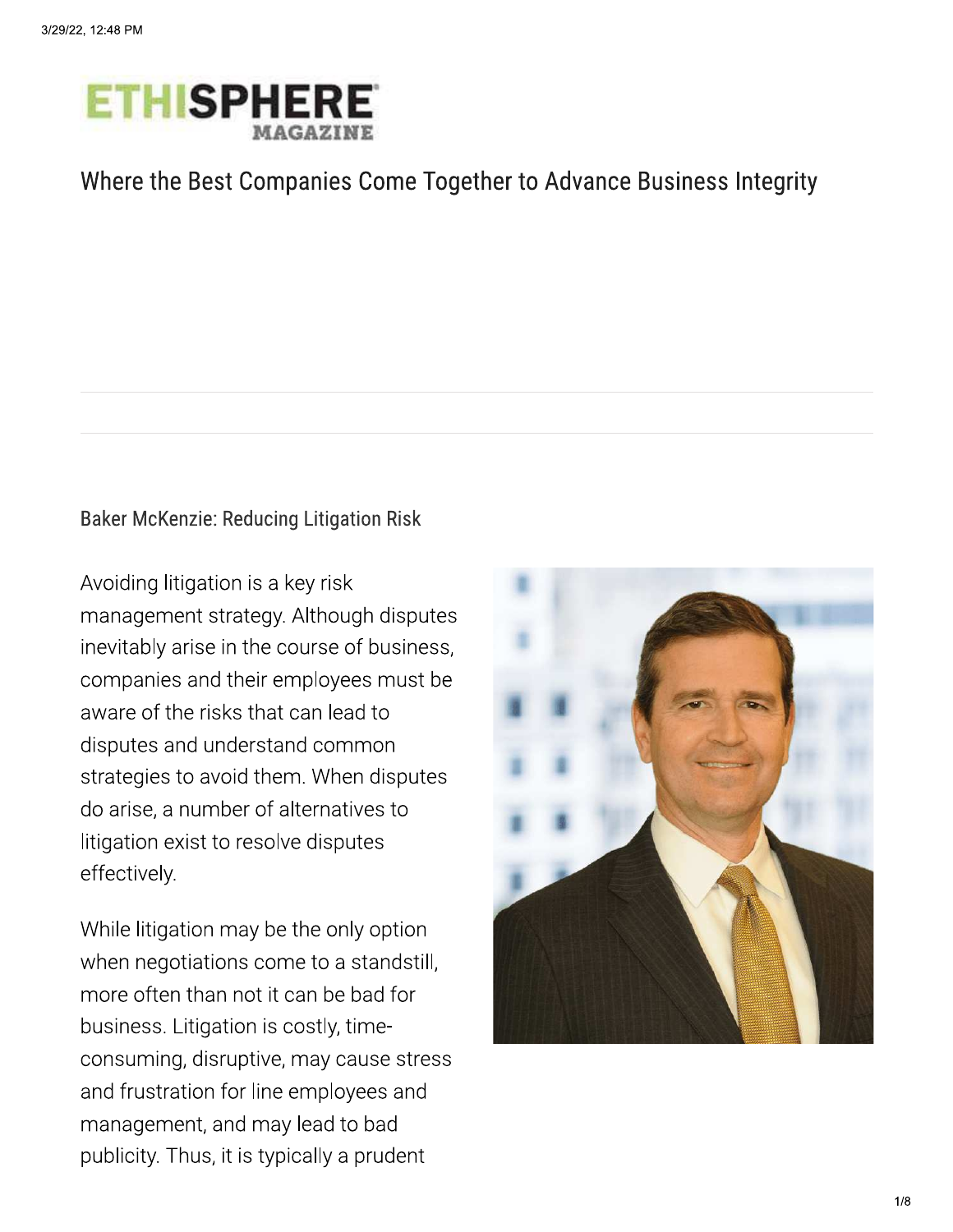# ETHISPHERE MAGAZINE

Where the Best Companies Come Together to Advance Business Integrity

## Baker McKenzie: Reducing Litigation Risk

Avoiding litigation is a key risk management strategy. Although disputes inevitably arise in the course of business, companies and their employees must be aware of the risks that can lead to disputes and understand common strategies to avoid them. When disputes do arise, a number of alternatives to litigation exist to resolve disputes effectively.

While litigation may be the only option when negotiations come to a standstill, more often than not it can be bad for business. Litigation is costly, time-consuming, disruptive, may cause stress and frustration for line employees and management, and may lead to bad publicity. Thus, it is typically a prudent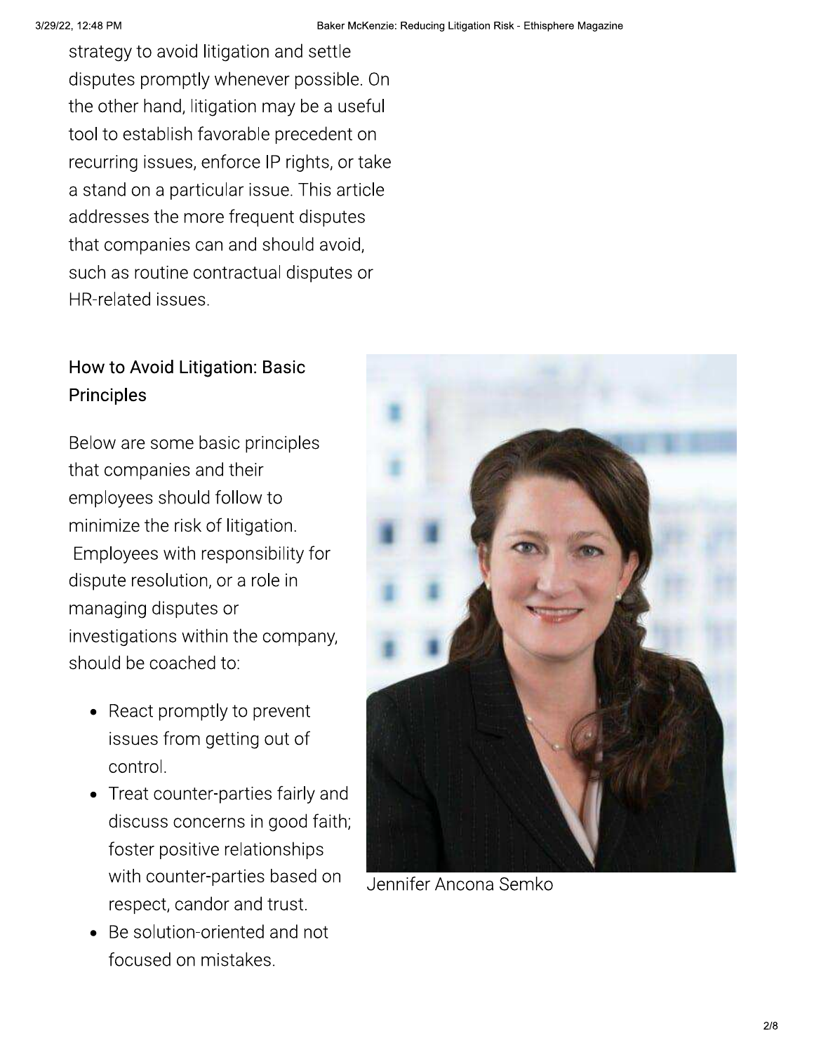strategy to avoid litigation and settle disputes promptly whenever possible. On the other hand, litigation may be a useful tool to establish favorable precedent on recurring issues, enforce IP rights, or take a stand on a particular issue. This article addresses the more frequent disputes that companies can and should avoid, such as routine contractual disputes or HR-related issues.

## How to Avoid Litigation: Basic Principles

Below are some basic principles that companies and their employees should follow to minimize the risk of litigation. Employees with responsibility for dispute resolution, or a role in managing disputes or investigations within the company, should be coached to:

- React promptly to prevent issues from getting out of control.
- Treat counter-parties fairly and discuss concerns in good faith; foster positive relationships with counter-parties based on respect, candor and trust.
- Be solution-oriented and not focused on mistakes.

Jennifer Ancona Semko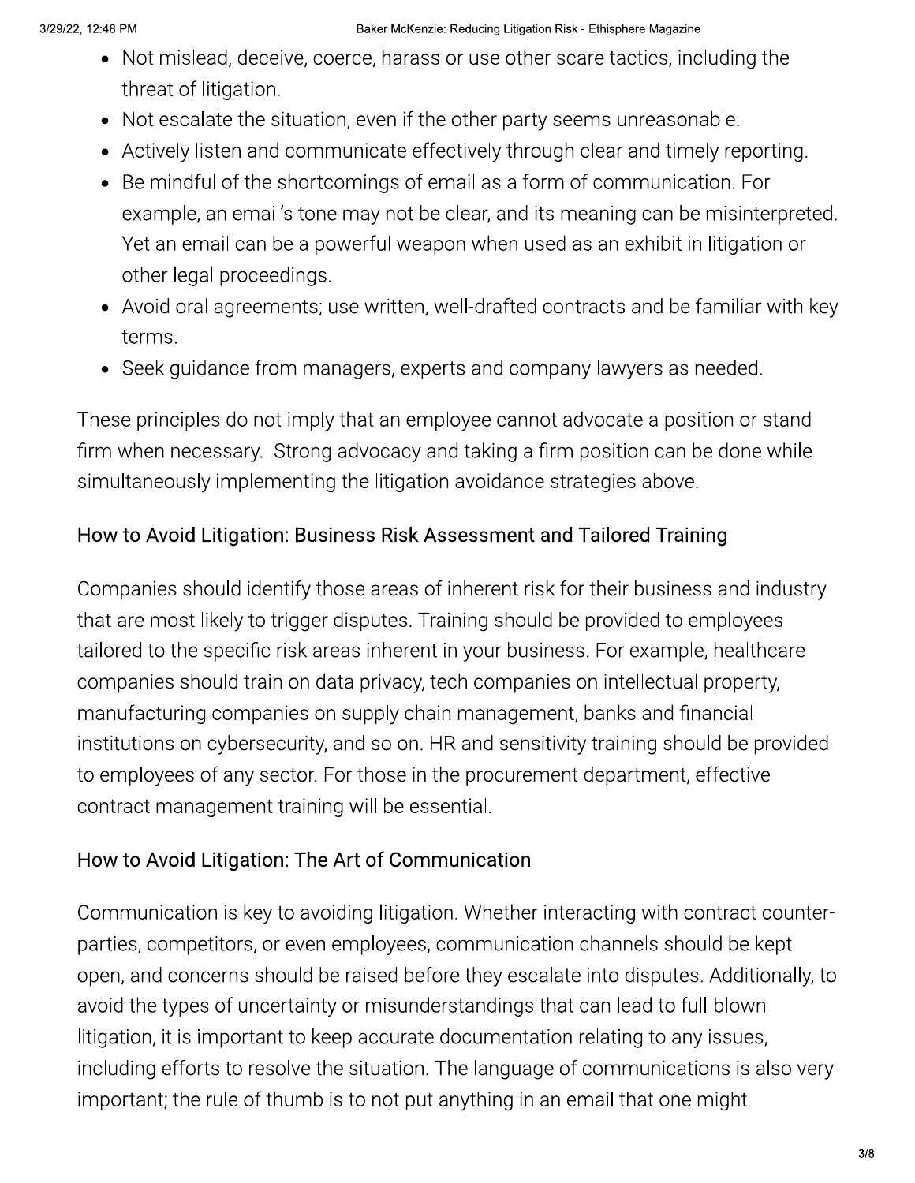- Not mislead, deceive, coerce, harass or use other scare tactics, including the threat of litigation.
- Not escalate the situation, even if the other party seems unreasonable.
- Actively listen and communicate effectively through clear and timely reporting.
- Be mindful of the shortcomings of email as a form of communication. For example, an email's tone may not be clear, and its meaning can be misinterpreted. Yet an email can be a powerful weapon when used as an exhibit in litigation or other legal proceedings.
- Avoid oral agreements; use written, well-drafted contracts and be familiar with key terms.
- Seek guidance from managers, experts and company lawyers as needed.

These principles do not imply that an employee cannot advocate a position or stand firm when necessary. Strong advocacy and taking a firm position can be done while simultaneously implementing the litigation avoidance strategies above.

### How to Avoid Litigation: Business Risk Assessment and Tailored Training

Companies should identify those areas of inherent risk for their business and industry that are most likely to trigger disputes. Training should be provided to employees tailored to the specific risk areas inherent in your business. For example, healthcare companies should train on data privacy, tech companies on intellectual property, manufacturing companies on supply chain management, banks and financial institutions on cybersecurity, and so on. HR and sensitivity training should be provided to employees of any sector. For those in the procurement department, effective contract management training will be essential.

### How to Avoid Litigation: The Art of Communication

Communication is key to avoiding litigation. Whether interacting with contract counter-parties, competitors, or even employees, communication channels should be kept open, and concerns should be raised before they escalate into disputes. Additionally, to avoid the types of uncertainty or misunderstandings that can lead to full-blown litigation, it is important to keep accurate documentation relating to any issues, including efforts to resolve the situation. The language of communications is also very important; the rule of thumb is to not put anything in an email that one might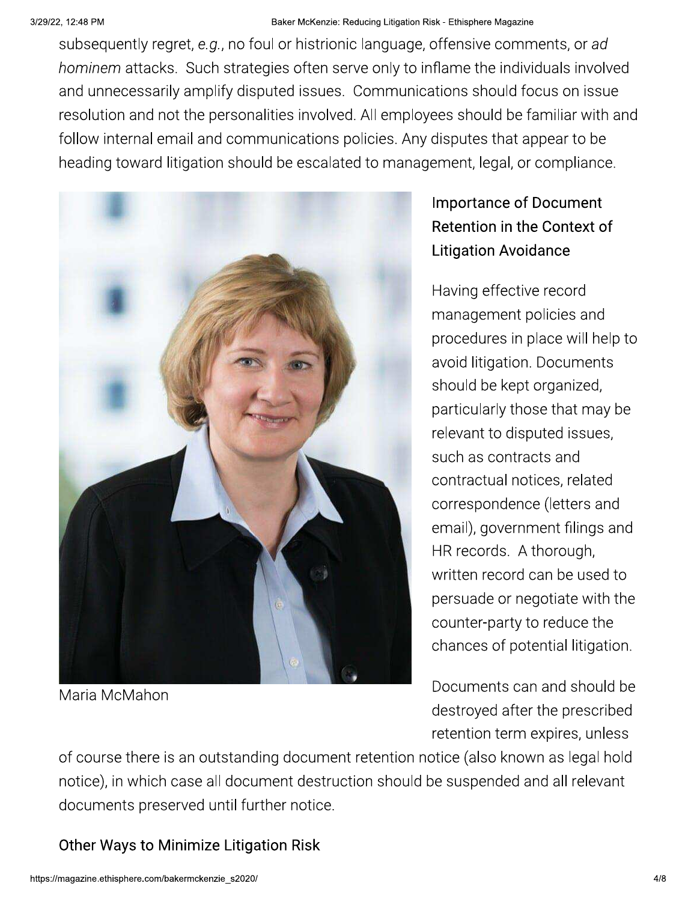subsequently regret, *e.g.*, no foul or histrionic language, offensive comments, or *ad hominem* attacks. Such strategies often serve only to inflame the individuals involved and unnecessarily amplify disputed issues. Communications should focus on issue resolution and not the personalities involved. All employees should be familiar with and follow internal email and communications policies. Any disputes that appear to be heading toward litigation should be escalated to management, legal, or compliance.

Maria McMahon

## Importance of Document Retention in the Context of Litigation Avoidance

Having effective record management policies and procedures in place will help to avoid litigation. Documents should be kept organized, particularly those that may be relevant to disputed issues, such as contracts and contractual notices, related correspondence (letters and email), government filings and HR records. A thorough, written record can be used to persuade or negotiate with the counter-party to reduce the chances of potential litigation.

Documents can and should be destroyed after the prescribed retention term expires, unless of course there is an outstanding document retention notice (also known as legal hold notice), in which case all document destruction should be suspended and all relevant documents preserved until further notice.

## Other Ways to Minimize Litigation Risk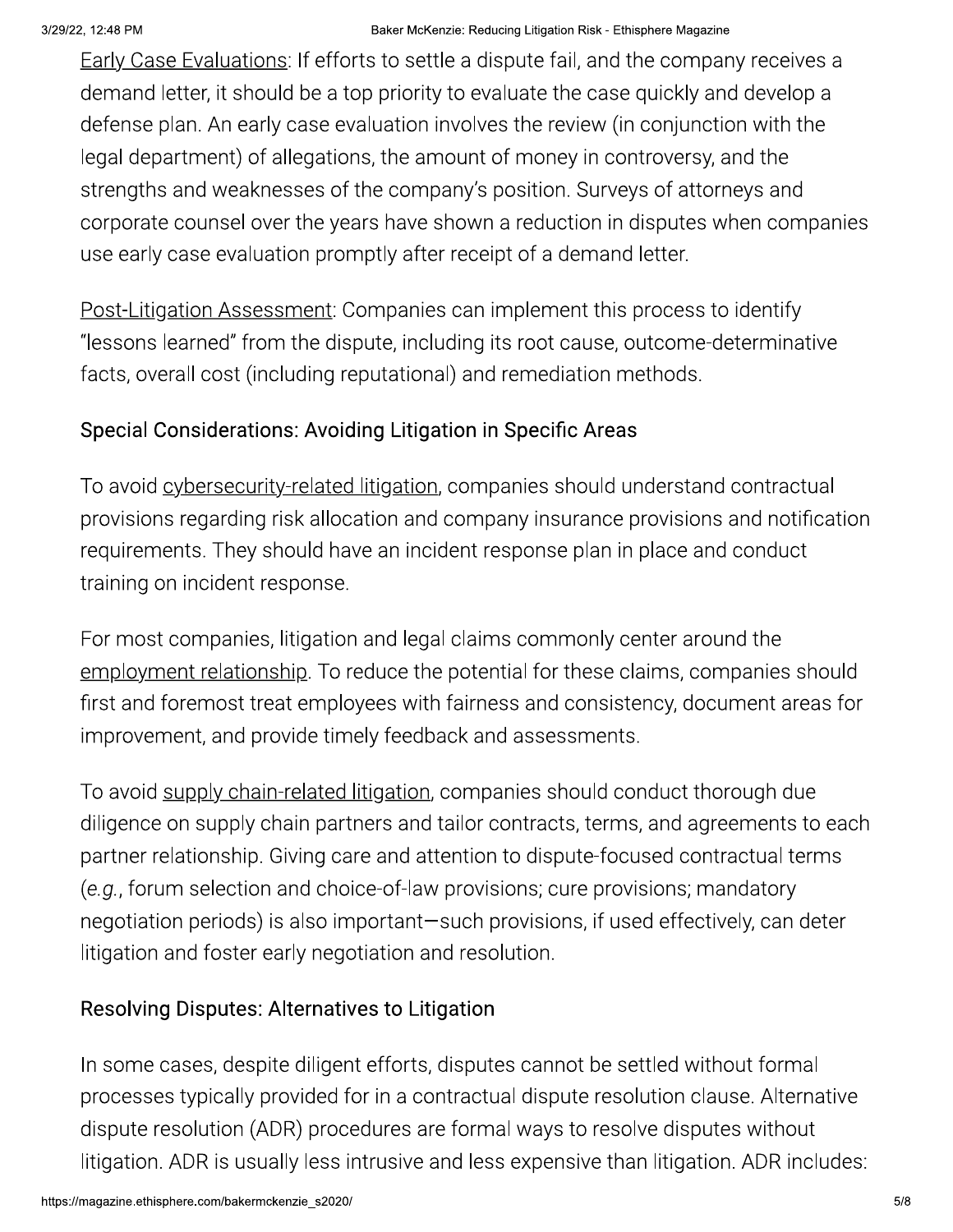Early Case Evaluations: If efforts to settle a dispute fail, and the company receives a demand letter, it should be a top priority to evaluate the case quickly and develop a defense plan. An early case evaluation involves the review (in conjunction with the legal department) of allegations, the amount of money in controversy, and the strengths and weaknesses of the company's position. Surveys of attorneys and corporate counsel over the years have shown a reduction in disputes when companies use early case evaluation promptly after receipt of a demand letter.

Post-Litigation Assessment: Companies can implement this process to identify "lessons learned" from the dispute, including its root cause, outcome-determinative facts, overall cost (including reputational) and remediation methods.

## Special Considerations: Avoiding Litigation in Specific Areas

To avoid cybersecurity-related litigation, companies should understand contractual provisions regarding risk allocation and company insurance provisions and notification requirements. They should have an incident response plan in place and conduct training on incident response.

For most companies, litigation and legal claims commonly center around the employment relationship. To reduce the potential for these claims, companies should first and foremost treat employees with fairness and consistency, document areas for improvement, and provide timely feedback and assessments.

To avoid supply chain-related litigation, companies should conduct thorough due diligence on supply chain partners and tailor contracts, terms, and agreements to each partner relationship. Giving care and attention to dispute-focused contractual terms (*e.g.*, forum selection and choice-of-law provisions; cure provisions; mandatory negotiation periods) is also important—such provisions, if used effectively, can deter litigation and foster early negotiation and resolution.

## Resolving Disputes: Alternatives to Litigation

In some cases, despite diligent efforts, disputes cannot be settled without formal processes typically provided for in a contractual dispute resolution clause. Alternative dispute resolution (ADR) procedures are formal ways to resolve disputes without litigation. ADR is usually less intrusive and less expensive than litigation. ADR includes: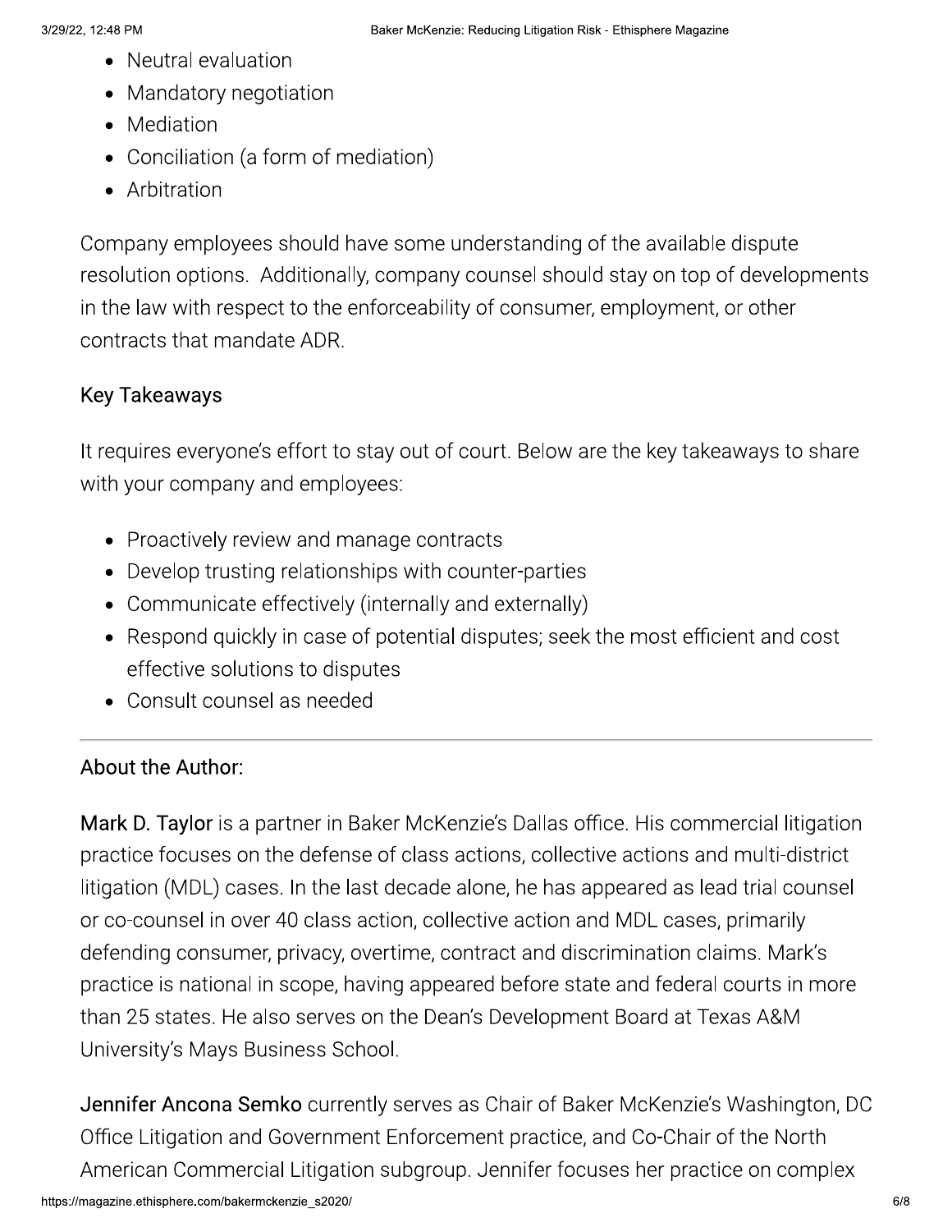- Neutral evaluation
- Mandatory negotiation
- Mediation
- Conciliation (a form of mediation)
- Arbitration

Company employees should have some understanding of the available dispute resolution options. Additionally, company counsel should stay on top of developments in the law with respect to the enforceability of consumer, employment, or other contracts that mandate ADR.

### Key Takeaways

It requires everyone's effort to stay out of court. Below are the key takeaways to share with your company and employees:

- Proactively review and manage contracts
- Develop trusting relationships with counter-parties
- Communicate effectively (internally and externally)
- Respond quickly in case of potential disputes; seek the most efficient and cost effective solutions to disputes
- Consult counsel as needed

---

### About the Author:

**Mark D. Taylor** is a partner in Baker McKenzie's Dallas office. His commercial litigation practice focuses on the defense of class actions, collective actions and multi-district litigation (MDL) cases. In the last decade alone, he has appeared as lead trial counsel or co-counsel in over 40 class action, collective action and MDL cases, primarily defending consumer, privacy, overtime, contract and discrimination claims. Mark's practice is national in scope, having appeared before state and federal courts in more than 25 states. He also serves on the Dean's Development Board at Texas A&M University's Mays Business School.

**Jennifer Ancona Semko** currently serves as Chair of Baker McKenzie's Washington, DC Office Litigation and Government Enforcement practice, and Co-Chair of the North American Commercial Litigation subgroup. Jennifer focuses her practice on complex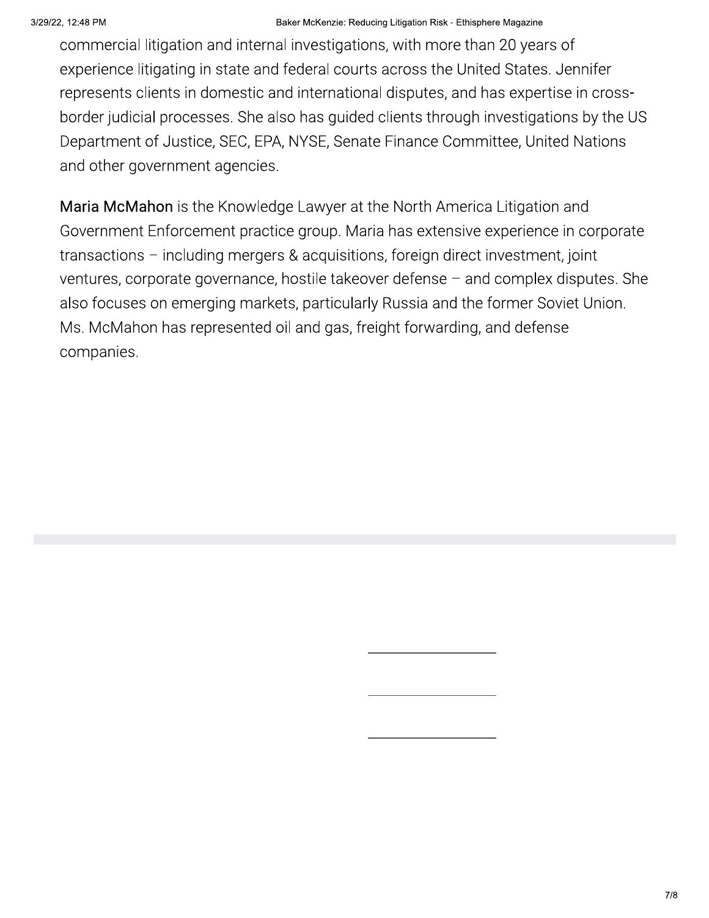commercial litigation and internal investigations, with more than 20 years of experience litigating in state and federal courts across the United States. Jennifer represents clients in domestic and international disputes, and has expertise in cross-border judicial processes. She also has guided clients through investigations by the US Department of Justice, SEC, EPA, NYSE, Senate Finance Committee, United Nations and other government agencies.

**Maria McMahon** is the Knowledge Lawyer at the North America Litigation and Government Enforcement practice group. Maria has extensive experience in corporate transactions – including mergers & acquisitions, foreign direct investment, joint ventures, corporate governance, hostile takeover defense – and complex disputes. She also focuses on emerging markets, particularly Russia and the former Soviet Union. Ms. McMahon has represented oil and gas, freight forwarding, and defense companies.